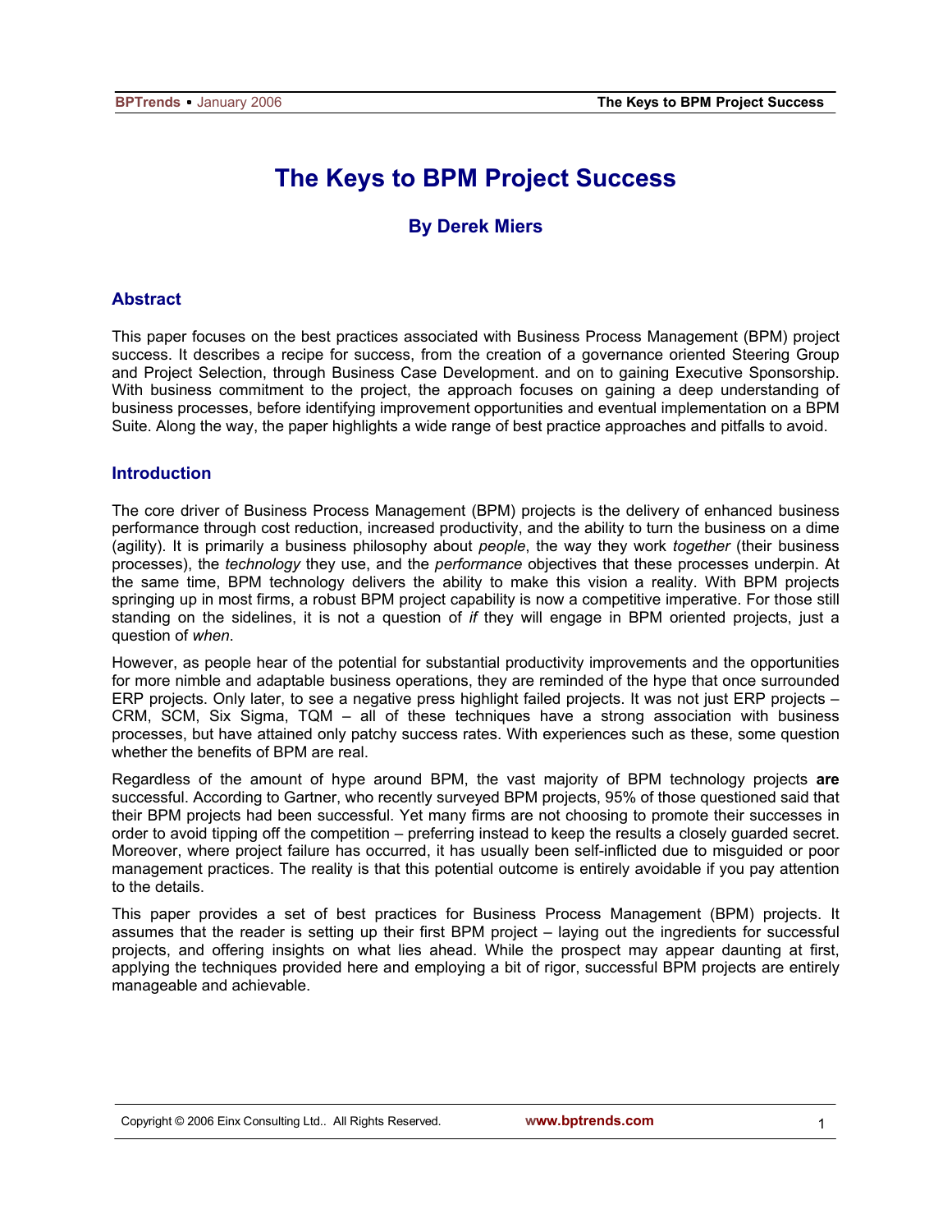# The Keys to BPM Project Success

### By Derek Miers

## Abstract

This paper focuses on the best practices associated with Business Process Management (BPM) project success. It describes a recipe for success, from the creation of a governance oriented Steering Group and Project Selection, through Business Case Development. and on to gaining Executive Sponsorship. With business commitment to the project, the approach focuses on gaining a deep understanding of business processes, before identifying improvement opportunities and eventual implementation on a BPM Suite. Along the way, the paper highlights a wide range of best practice approaches and pitfalls to avoid.

## Introduction

The core driver of Business Process Management (BPM) projects is the delivery of enhanced business performance through cost reduction, increased productivity, and the ability to turn the business on a dime (agility). It is primarily a business philosophy about *people*, the way they work *together* (their business processes), the *technology* they use, and the *performance* objectives that these processes underpin. At the same time, BPM technology delivers the ability to make this vision a reality. With BPM projects springing up in most firms, a robust BPM project capability is now a competitive imperative. For those still standing on the sidelines, it is not a question of *if* they will engage in BPM oriented projects, just a question of *when*.

However, as people hear of the potential for substantial productivity improvements and the opportunities for more nimble and adaptable business operations, they are reminded of the hype that once surrounded ERP projects. Only later, to see a negative press highlight failed projects. It was not just ERP projects – CRM, SCM, Six Sigma, TQM – all of these techniques have a strong association with business processes, but have attained only patchy success rates. With experiences such as these, some question whether the benefits of BPM are real.

Regardless of the amount of hype around BPM, the vast majority of BPM technology projects **are** successful. According to Gartner, who recently surveyed BPM projects, 95% of those questioned said that their BPM projects had been successful. Yet many firms are not choosing to promote their successes in order to avoid tipping off the competition – preferring instead to keep the results a closely guarded secret. Moreover, where project failure has occurred, it has usually been self-inflicted due to misguided or poor management practices. The reality is that this potential outcome is entirely avoidable if you pay attention to the details.

This paper provides a set of best practices for Business Process Management (BPM) projects. It assumes that the reader is setting up their first BPM project – laying out the ingredients for successful projects, and offering insights on what lies ahead. While the prospect may appear daunting at first, applying the techniques provided here and employing a bit of rigor, successful BPM projects are entirely manageable and achievable.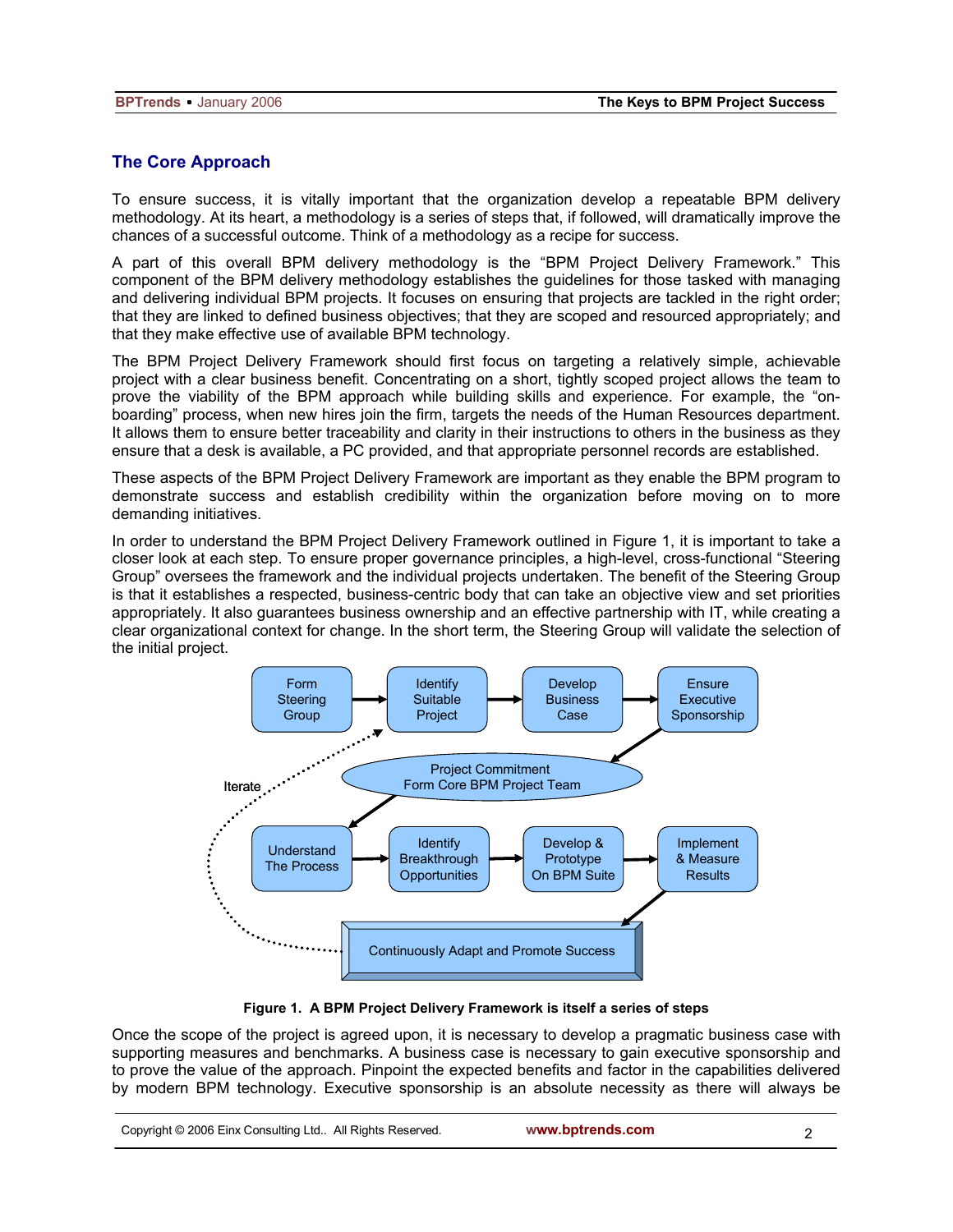## The Core Approach

To ensure success, it is vitally important that the organization develop a repeatable BPM delivery methodology. At its heart, a methodology is a series of steps that, if followed, will dramatically improve the chances of a successful outcome. Think of a methodology as a recipe for success.

A part of this overall BPM delivery methodology is the "BPM Project Delivery Framework." This component of the BPM delivery methodology establishes the guidelines for those tasked with managing and delivering individual BPM projects. It focuses on ensuring that projects are tackled in the right order; that they are linked to defined business objectives; that they are scoped and resourced appropriately; and that they make effective use of available BPM technology.

The BPM Project Delivery Framework should first focus on targeting a relatively simple, achievable project with a clear business benefit. Concentrating on a short, tightly scoped project allows the team to prove the viability of the BPM approach while building skills and experience. For example, the "on-boarding" process, when new hires join the firm, targets the needs of the Human Resources department. It allows them to ensure better traceability and clarity in their instructions to others in the business as they ensure that a desk is available, a PC provided, and that appropriate personnel records are established.

These aspects of the BPM Project Delivery Framework are important as they enable the BPM program to demonstrate success and establish credibility within the organization before moving on to more demanding initiatives.

In order to understand the BPM Project Delivery Framework outlined in Figure 1, it is important to take a closer look at each step. To ensure proper governance principles, a high-level, cross-functional "Steering Group" oversees the framework and the individual projects undertaken. The benefit of the Steering Group is that it establishes a respected, business-centric body that can take an objective view and set priorities appropriately. It also guarantees business ownership and an effective partnership with IT, while creating a clear organizational context for change. In the short term, the Steering Group will validate the selection of the initial project.

Form Steering Group → Identify Suitable Project → Develop Business Case → Ensure Executive Sponsorship → Project Commitment / Form Core BPM Project Team → Understand The Process → Identify Breakthrough Opportunities → Develop & Prototype On BPM Suite → Implement & Measure Results → Continuously Adapt and Promote Success (Iterate → Identify Suitable Project)

**Figure 1. A BPM Project Delivery Framework is itself a series of steps**

Once the scope of the project is agreed upon, it is necessary to develop a pragmatic business case with supporting measures and benchmarks. A business case is necessary to gain executive sponsorship and to prove the value of the approach. Pinpoint the expected benefits and factor in the capabilities delivered by modern BPM technology. Executive sponsorship is an absolute necessity as there will always be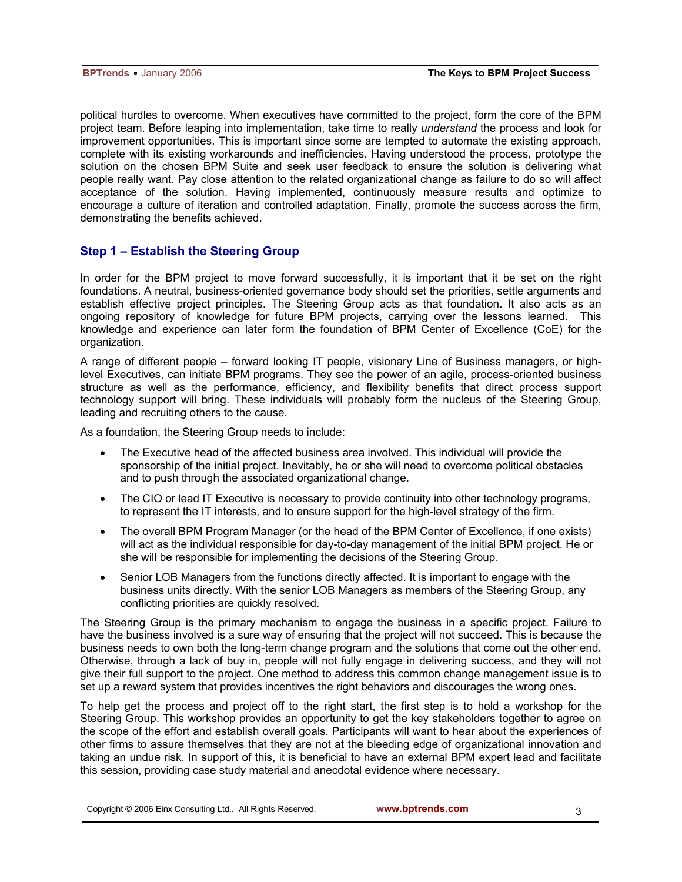political hurdles to overcome. When executives have committed to the project, form the core of the BPM project team. Before leaping into implementation, take time to really *understand* the process and look for improvement opportunities. This is important since some are tempted to automate the existing approach, complete with its existing workarounds and inefficiencies. Having understood the process, prototype the solution on the chosen BPM Suite and seek user feedback to ensure the solution is delivering what people really want. Pay close attention to the related organizational change as failure to do so will affect acceptance of the solution. Having implemented, continuously measure results and optimize to encourage a culture of iteration and controlled adaptation. Finally, promote the success across the firm, demonstrating the benefits achieved.

## Step 1 – Establish the Steering Group

In order for the BPM project to move forward successfully, it is important that it be set on the right foundations. A neutral, business-oriented governance body should set the priorities, settle arguments and establish effective project principles. The Steering Group acts as that foundation. It also acts as an ongoing repository of knowledge for future BPM projects, carrying over the lessons learned. This knowledge and experience can later form the foundation of BPM Center of Excellence (CoE) for the organization.

A range of different people – forward looking IT people, visionary Line of Business managers, or high-level Executives, can initiate BPM programs. They see the power of an agile, process-oriented business structure as well as the performance, efficiency, and flexibility benefits that direct process support technology support will bring. These individuals will probably form the nucleus of the Steering Group, leading and recruiting others to the cause.

As a foundation, the Steering Group needs to include:

- The Executive head of the affected business area involved. This individual will provide the sponsorship of the initial project. Inevitably, he or she will need to overcome political obstacles and to push through the associated organizational change.
- The CIO or lead IT Executive is necessary to provide continuity into other technology programs, to represent the IT interests, and to ensure support for the high-level strategy of the firm.
- The overall BPM Program Manager (or the head of the BPM Center of Excellence, if one exists) will act as the individual responsible for day-to-day management of the initial BPM project. He or she will be responsible for implementing the decisions of the Steering Group.
- Senior LOB Managers from the functions directly affected. It is important to engage with the business units directly. With the senior LOB Managers as members of the Steering Group, any conflicting priorities are quickly resolved.

The Steering Group is the primary mechanism to engage the business in a specific project. Failure to have the business involved is a sure way of ensuring that the project will not succeed. This is because the business needs to own both the long-term change program and the solutions that come out the other end. Otherwise, through a lack of buy in, people will not fully engage in delivering success, and they will not give their full support to the project. One method to address this common change management issue is to set up a reward system that provides incentives the right behaviors and discourages the wrong ones.

To help get the process and project off to the right start, the first step is to hold a workshop for the Steering Group. This workshop provides an opportunity to get the key stakeholders together to agree on the scope of the effort and establish overall goals. Participants will want to hear about the experiences of other firms to assure themselves that they are not at the bleeding edge of organizational innovation and taking an undue risk. In support of this, it is beneficial to have an external BPM expert lead and facilitate this session, providing case study material and anecdotal evidence where necessary.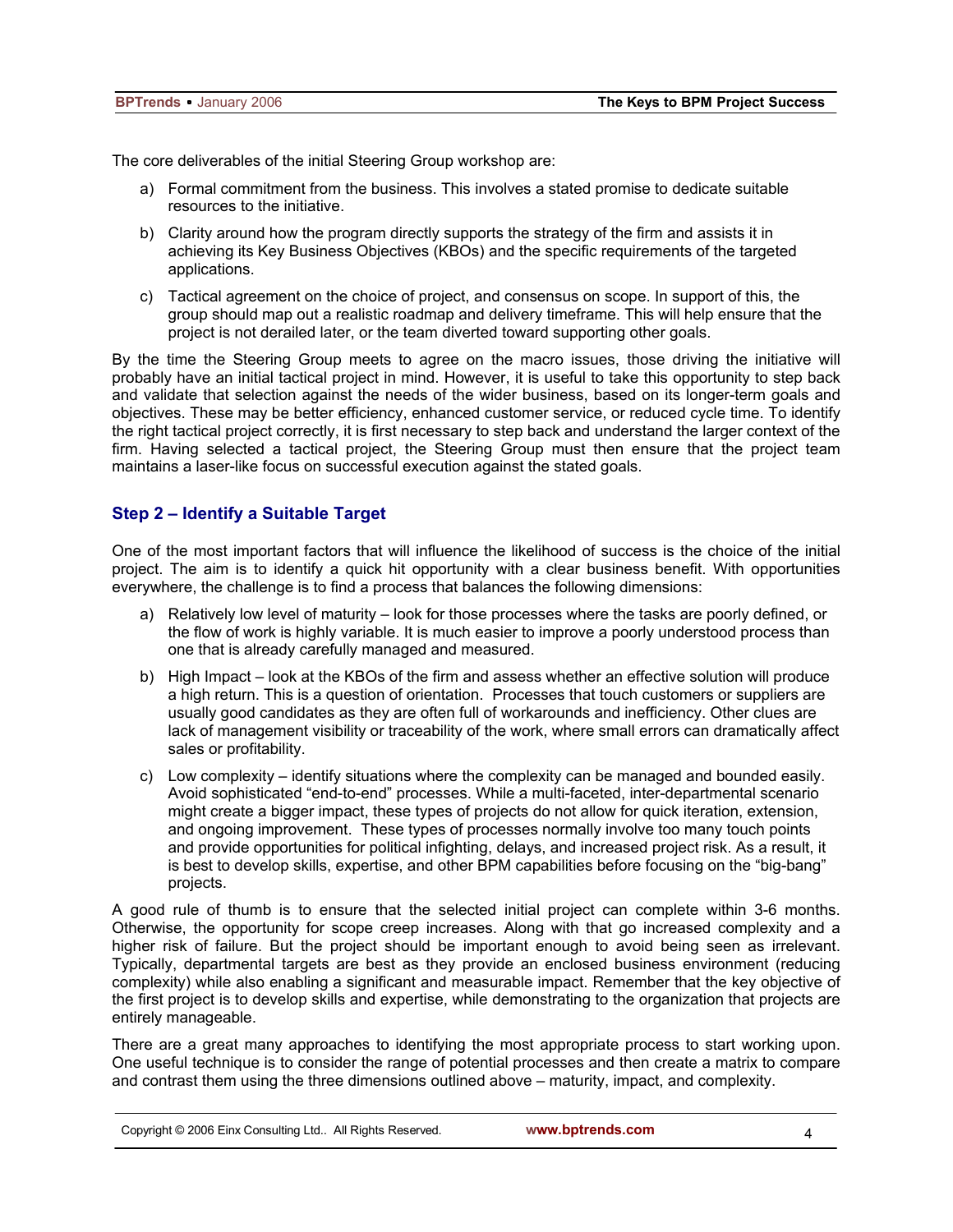The core deliverables of the initial Steering Group workshop are:

a) Formal commitment from the business. This involves a stated promise to dedicate suitable resources to the initiative.

b) Clarity around how the program directly supports the strategy of the firm and assists it in achieving its Key Business Objectives (KBOs) and the specific requirements of the targeted applications.

c) Tactical agreement on the choice of project, and consensus on scope. In support of this, the group should map out a realistic roadmap and delivery timeframe. This will help ensure that the project is not derailed later, or the team diverted toward supporting other goals.

By the time the Steering Group meets to agree on the macro issues, those driving the initiative will probably have an initial tactical project in mind. However, it is useful to take this opportunity to step back and validate that selection against the needs of the wider business, based on its longer-term goals and objectives. These may be better efficiency, enhanced customer service, or reduced cycle time. To identify the right tactical project correctly, it is first necessary to step back and understand the larger context of the firm. Having selected a tactical project, the Steering Group must then ensure that the project team maintains a laser-like focus on successful execution against the stated goals.

## Step 2 – Identify a Suitable Target

One of the most important factors that will influence the likelihood of success is the choice of the initial project. The aim is to identify a quick hit opportunity with a clear business benefit. With opportunities everywhere, the challenge is to find a process that balances the following dimensions:

a) Relatively low level of maturity – look for those processes where the tasks are poorly defined, or the flow of work is highly variable. It is much easier to improve a poorly understood process than one that is already carefully managed and measured.

b) High Impact – look at the KBOs of the firm and assess whether an effective solution will produce a high return. This is a question of orientation. Processes that touch customers or suppliers are usually good candidates as they are often full of workarounds and inefficiency. Other clues are lack of management visibility or traceability of the work, where small errors can dramatically affect sales or profitability.

c) Low complexity – identify situations where the complexity can be managed and bounded easily. Avoid sophisticated "end-to-end" processes. While a multi-faceted, inter-departmental scenario might create a bigger impact, these types of projects do not allow for quick iteration, extension, and ongoing improvement. These types of processes normally involve too many touch points and provide opportunities for political infighting, delays, and increased project risk. As a result, it is best to develop skills, expertise, and other BPM capabilities before focusing on the "big-bang" projects.

A good rule of thumb is to ensure that the selected initial project can complete within 3-6 months. Otherwise, the opportunity for scope creep increases. Along with that go increased complexity and a higher risk of failure. But the project should be important enough to avoid being seen as irrelevant. Typically, departmental targets are best as they provide an enclosed business environment (reducing complexity) while also enabling a significant and measurable impact. Remember that the key objective of the first project is to develop skills and expertise, while demonstrating to the organization that projects are entirely manageable.

There are a great many approaches to identifying the most appropriate process to start working upon. One useful technique is to consider the range of potential processes and then create a matrix to compare and contrast them using the three dimensions outlined above – maturity, impact, and complexity.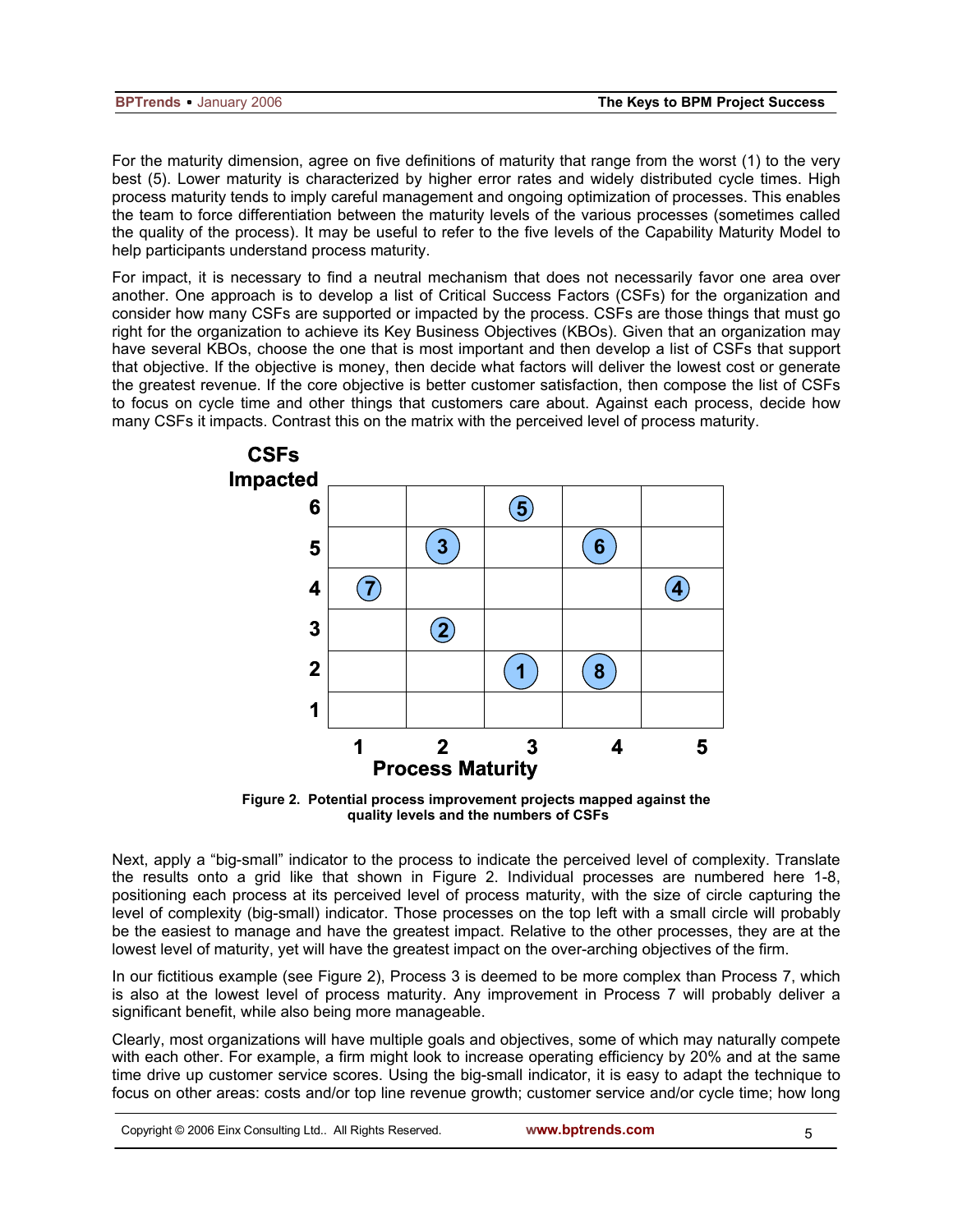For the maturity dimension, agree on five definitions of maturity that range from the worst (1) to the very best (5). Lower maturity is characterized by higher error rates and widely distributed cycle times. High process maturity tends to imply careful management and ongoing optimization of processes. This enables the team to force differentiation between the maturity levels of the various processes (sometimes called the quality of the process). It may be useful to refer to the five levels of the Capability Maturity Model to help participants understand process maturity.

For impact, it is necessary to find a neutral mechanism that does not necessarily favor one area over another. One approach is to develop a list of Critical Success Factors (CSFs) for the organization and consider how many CSFs are supported or impacted by the process. CSFs are those things that must go right for the organization to achieve its Key Business Objectives (KBOs). Given that an organization may have several KBOs, choose the one that is most important and then develop a list of CSFs that support that objective. If the objective is money, then decide what factors will deliver the lowest cost or generate the greatest revenue. If the core objective is better customer satisfaction, then compose the list of CSFs to focus on cycle time and other things that customers care about. Against each process, decide how many CSFs it impacts. Contrast this on the matrix with the perceived level of process maturity.

| CSFs Impacted | 1 | 2 | 3 | 4 | 5 |
|---|---|---|---|---|---|
| 6 | | | 5 | | |
| 5 | | 3 | | 6 | |
| 4 | 7 | | | | 4 |
| 3 | | 2 | | | |
| 2 | | | 1 | 8 | |
| 1 | | | | | |

Process Maturity

**Figure 2. Potential process improvement projects mapped against the quality levels and the numbers of CSFs**

Next, apply a "big-small" indicator to the process to indicate the perceived level of complexity. Translate the results onto a grid like that shown in Figure 2. Individual processes are numbered here 1-8, positioning each process at its perceived level of process maturity, with the size of circle capturing the level of complexity (big-small) indicator. Those processes on the top left with a small circle will probably be the easiest to manage and have the greatest impact. Relative to the other processes, they are at the lowest level of maturity, yet will have the greatest impact on the over-arching objectives of the firm.

In our fictitious example (see Figure 2), Process 3 is deemed to be more complex than Process 7, which is also at the lowest level of process maturity. Any improvement in Process 7 will probably deliver a significant benefit, while also being more manageable.

Clearly, most organizations will have multiple goals and objectives, some of which may naturally compete with each other. For example, a firm might look to increase operating efficiency by 20% and at the same time drive up customer service scores. Using the big-small indicator, it is easy to adapt the technique to focus on other areas: costs and/or top line revenue growth; customer service and/or cycle time; how long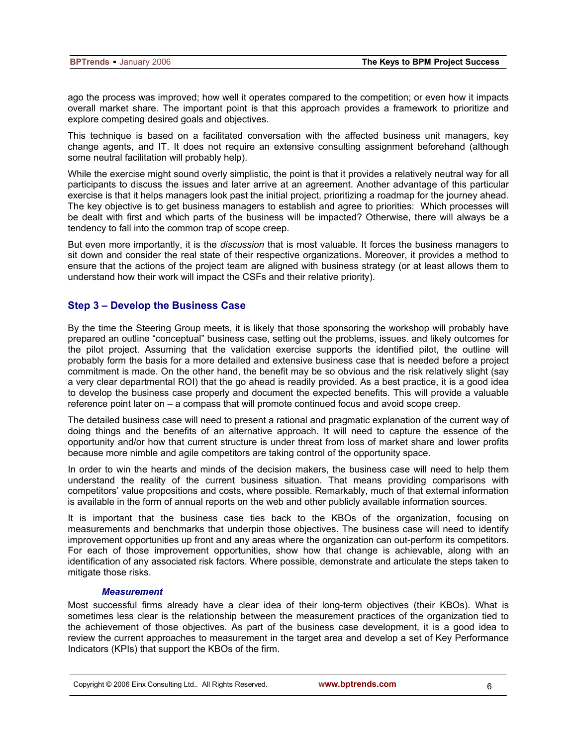ago the process was improved; how well it operates compared to the competition; or even how it impacts overall market share. The important point is that this approach provides a framework to prioritize and explore competing desired goals and objectives.

This technique is based on a facilitated conversation with the affected business unit managers, key change agents, and IT. It does not require an extensive consulting assignment beforehand (although some neutral facilitation will probably help).

While the exercise might sound overly simplistic, the point is that it provides a relatively neutral way for all participants to discuss the issues and later arrive at an agreement. Another advantage of this particular exercise is that it helps managers look past the initial project, prioritizing a roadmap for the journey ahead. The key objective is to get business managers to establish and agree to priorities: Which processes will be dealt with first and which parts of the business will be impacted? Otherwise, there will always be a tendency to fall into the common trap of scope creep.

But even more importantly, it is the *discussion* that is most valuable. It forces the business managers to sit down and consider the real state of their respective organizations. Moreover, it provides a method to ensure that the actions of the project team are aligned with business strategy (or at least allows them to understand how their work will impact the CSFs and their relative priority).

## Step 3 – Develop the Business Case

By the time the Steering Group meets, it is likely that those sponsoring the workshop will probably have prepared an outline "conceptual" business case, setting out the problems, issues. and likely outcomes for the pilot project. Assuming that the validation exercise supports the identified pilot, the outline will probably form the basis for a more detailed and extensive business case that is needed before a project commitment is made. On the other hand, the benefit may be so obvious and the risk relatively slight (say a very clear departmental ROI) that the go ahead is readily provided. As a best practice, it is a good idea to develop the business case properly and document the expected benefits. This will provide a valuable reference point later on – a compass that will promote continued focus and avoid scope creep.

The detailed business case will need to present a rational and pragmatic explanation of the current way of doing things and the benefits of an alternative approach. It will need to capture the essence of the opportunity and/or how that current structure is under threat from loss of market share and lower profits because more nimble and agile competitors are taking control of the opportunity space.

In order to win the hearts and minds of the decision makers, the business case will need to help them understand the reality of the current business situation. That means providing comparisons with competitors' value propositions and costs, where possible. Remarkably, much of that external information is available in the form of annual reports on the web and other publicly available information sources.

It is important that the business case ties back to the KBOs of the organization, focusing on measurements and benchmarks that underpin those objectives. The business case will need to identify improvement opportunities up front and any areas where the organization can out-perform its competitors. For each of those improvement opportunities, show how that change is achievable, along with an identification of any associated risk factors. Where possible, demonstrate and articulate the steps taken to mitigate those risks.

### *Measurement*

Most successful firms already have a clear idea of their long-term objectives (their KBOs). What is sometimes less clear is the relationship between the measurement practices of the organization tied to the achievement of those objectives. As part of the business case development, it is a good idea to review the current approaches to measurement in the target area and develop a set of Key Performance Indicators (KPIs) that support the KBOs of the firm.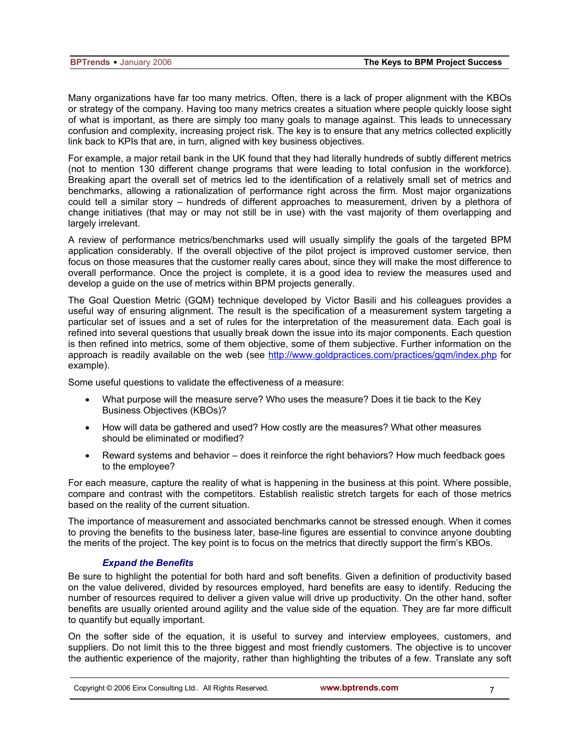Many organizations have far too many metrics. Often, there is a lack of proper alignment with the KBOs or strategy of the company. Having too many metrics creates a situation where people quickly loose sight of what is important, as there are simply too many goals to manage against. This leads to unnecessary confusion and complexity, increasing project risk. The key is to ensure that any metrics collected explicitly link back to KPIs that are, in turn, aligned with key business objectives.

For example, a major retail bank in the UK found that they had literally hundreds of subtly different metrics (not to mention 130 different change programs that were leading to total confusion in the workforce). Breaking apart the overall set of metrics led to the identification of a relatively small set of metrics and benchmarks, allowing a rationalization of performance right across the firm. Most major organizations could tell a similar story – hundreds of different approaches to measurement, driven by a plethora of change initiatives (that may or may not still be in use) with the vast majority of them overlapping and largely irrelevant.

A review of performance metrics/benchmarks used will usually simplify the goals of the targeted BPM application considerably. If the overall objective of the pilot project is improved customer service, then focus on those measures that the customer really cares about, since they will make the most difference to overall performance. Once the project is complete, it is a good idea to review the measures used and develop a guide on the use of metrics within BPM projects generally.

The Goal Question Metric (GQM) technique developed by Victor Basili and his colleagues provides a useful way of ensuring alignment. The result is the specification of a measurement system targeting a particular set of issues and a set of rules for the interpretation of the measurement data. Each goal is refined into several questions that usually break down the issue into its major components. Each question is then refined into metrics, some of them objective, some of them subjective. Further information on the approach is readily available on the web (see [http://www.goldpractices.com/practices/gqm/index.php](http://www.goldpractices.com/practices/gqm/index.php) for example).

Some useful questions to validate the effectiveness of a measure:

- What purpose will the measure serve? Who uses the measure? Does it tie back to the Key Business Objectives (KBOs)?
- How will data be gathered and used? How costly are the measures? What other measures should be eliminated or modified?
- Reward systems and behavior – does it reinforce the right behaviors? How much feedback goes to the employee?

For each measure, capture the reality of what is happening in the business at this point. Where possible, compare and contrast with the competitors. Establish realistic stretch targets for each of those metrics based on the reality of the current situation.

The importance of measurement and associated benchmarks cannot be stressed enough. When it comes to proving the benefits to the business later, base-line figures are essential to convince anyone doubting the merits of the project. The key point is to focus on the metrics that directly support the firm's KBOs.

### *Expand the Benefits*

Be sure to highlight the potential for both hard and soft benefits. Given a definition of productivity based on the value delivered, divided by resources employed, hard benefits are easy to identify. Reducing the number of resources required to deliver a given value will drive up productivity. On the other hand, softer benefits are usually oriented around agility and the value side of the equation. They are far more difficult to quantify but equally important.

On the softer side of the equation, it is useful to survey and interview employees, customers, and suppliers. Do not limit this to the three biggest and most friendly customers. The objective is to uncover the authentic experience of the majority, rather than highlighting the tributes of a few. Translate any soft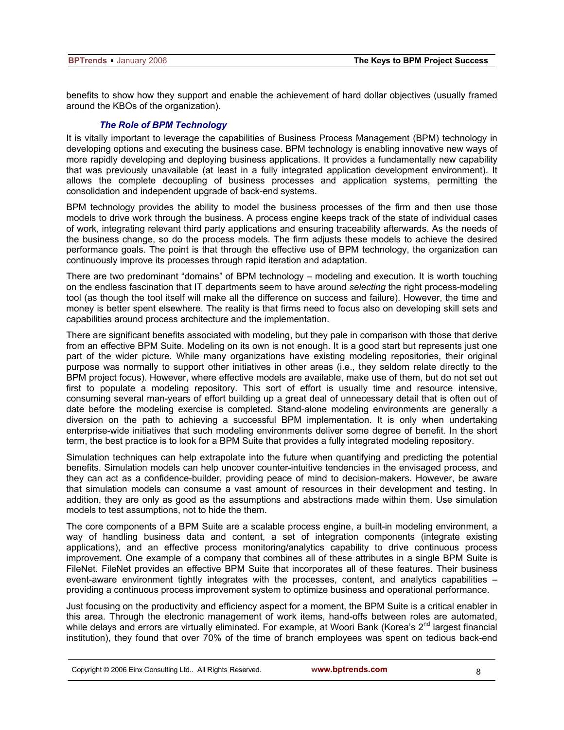benefits to show how they support and enable the achievement of hard dollar objectives (usually framed around the KBOs of the organization).

### *The Role of BPM Technology*

It is vitally important to leverage the capabilities of Business Process Management (BPM) technology in developing options and executing the business case. BPM technology is enabling innovative new ways of more rapidly developing and deploying business applications. It provides a fundamentally new capability that was previously unavailable (at least in a fully integrated application development environment). It allows the complete decoupling of business processes and application systems, permitting the consolidation and independent upgrade of back-end systems.

BPM technology provides the ability to model the business processes of the firm and then use those models to drive work through the business. A process engine keeps track of the state of individual cases of work, integrating relevant third party applications and ensuring traceability afterwards. As the needs of the business change, so do the process models. The firm adjusts these models to achieve the desired performance goals. The point is that through the effective use of BPM technology, the organization can continuously improve its processes through rapid iteration and adaptation.

There are two predominant "domains" of BPM technology – modeling and execution. It is worth touching on the endless fascination that IT departments seem to have around *selecting* the right process-modeling tool (as though the tool itself will make all the difference on success and failure). However, the time and money is better spent elsewhere. The reality is that firms need to focus also on developing skill sets and capabilities around process architecture and the implementation.

There are significant benefits associated with modeling, but they pale in comparison with those that derive from an effective BPM Suite. Modeling on its own is not enough. It is a good start but represents just one part of the wider picture. While many organizations have existing modeling repositories, their original purpose was normally to support other initiatives in other areas (i.e., they seldom relate directly to the BPM project focus). However, where effective models are available, make use of them, but do not set out first to populate a modeling repository. This sort of effort is usually time and resource intensive, consuming several man-years of effort building up a great deal of unnecessary detail that is often out of date before the modeling exercise is completed. Stand-alone modeling environments are generally a diversion on the path to achieving a successful BPM implementation. It is only when undertaking enterprise-wide initiatives that such modeling environments deliver some degree of benefit. In the short term, the best practice is to look for a BPM Suite that provides a fully integrated modeling repository.

Simulation techniques can help extrapolate into the future when quantifying and predicting the potential benefits. Simulation models can help uncover counter-intuitive tendencies in the envisaged process, and they can act as a confidence-builder, providing peace of mind to decision-makers. However, be aware that simulation models can consume a vast amount of resources in their development and testing. In addition, they are only as good as the assumptions and abstractions made within them. Use simulation models to test assumptions, not to hide the them.

The core components of a BPM Suite are a scalable process engine, a built-in modeling environment, a way of handling business data and content, a set of integration components (integrate existing applications), and an effective process monitoring/analytics capability to drive continuous process improvement. One example of a company that combines all of these attributes in a single BPM Suite is FileNet. FileNet provides an effective BPM Suite that incorporates all of these features. Their business event-aware environment tightly integrates with the processes, content, and analytics capabilities – providing a continuous process improvement system to optimize business and operational performance.

Just focusing on the productivity and efficiency aspect for a moment, the BPM Suite is a critical enabler in this area. Through the electronic management of work items, hand-offs between roles are automated, while delays and errors are virtually eliminated. For example, at Woori Bank (Korea's 2nd largest financial institution), they found that over 70% of the time of branch employees was spent on tedious back-end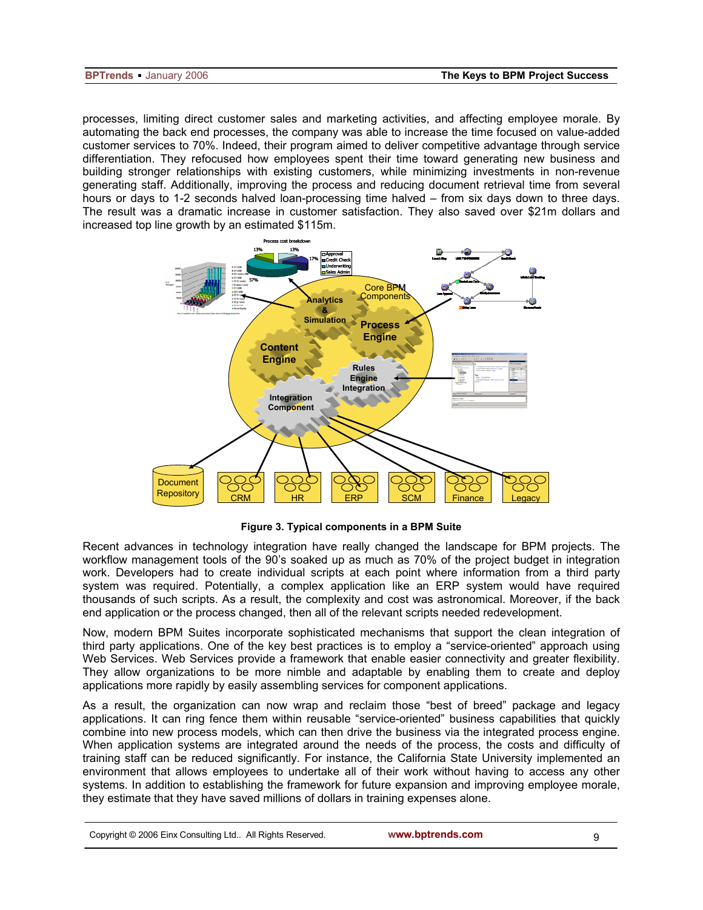processes, limiting direct customer sales and marketing activities, and affecting employee morale. By automating the back end processes, the company was able to increase the time focused on value-added customer services to 70%. Indeed, their program aimed to deliver competitive advantage through service differentiation. They refocused how employees spent their time toward generating new business and building stronger relationships with existing customers, while minimizing investments in non-revenue generating staff. Additionally, improving the process and reducing document retrieval time from several hours or days to 1-2 seconds halved loan-processing time halved – from six days down to three days. The result was a dramatic increase in customer satisfaction. They also saved over $21m dollars and increased top line growth by an estimated $115m.

**Figure 3. Typical components in a BPM Suite**

Recent advances in technology integration have really changed the landscape for BPM projects. The workflow management tools of the 90's soaked up as much as 70% of the project budget in integration work. Developers had to create individual scripts at each point where information from a third party system was required. Potentially, a complex application like an ERP system would have required thousands of such scripts. As a result, the complexity and cost was astronomical. Moreover, if the back end application or the process changed, then all of the relevant scripts needed redevelopment.

Now, modern BPM Suites incorporate sophisticated mechanisms that support the clean integration of third party applications. One of the key best practices is to employ a "service-oriented" approach using Web Services. Web Services provide a framework that enable easier connectivity and greater flexibility. They allow organizations to be more nimble and adaptable by enabling them to create and deploy applications more rapidly by easily assembling services for component applications.

As a result, the organization can now wrap and reclaim those "best of breed" package and legacy applications. It can ring fence them within reusable "service-oriented" business capabilities that quickly combine into new process models, which can then drive the business via the integrated process engine. When application systems are integrated around the needs of the process, the costs and difficulty of training staff can be reduced significantly. For instance, the California State University implemented an environment that allows employees to undertake all of their work without having to access any other systems. In addition to establishing the framework for future expansion and improving employee morale, they estimate that they have saved millions of dollars in training expenses alone.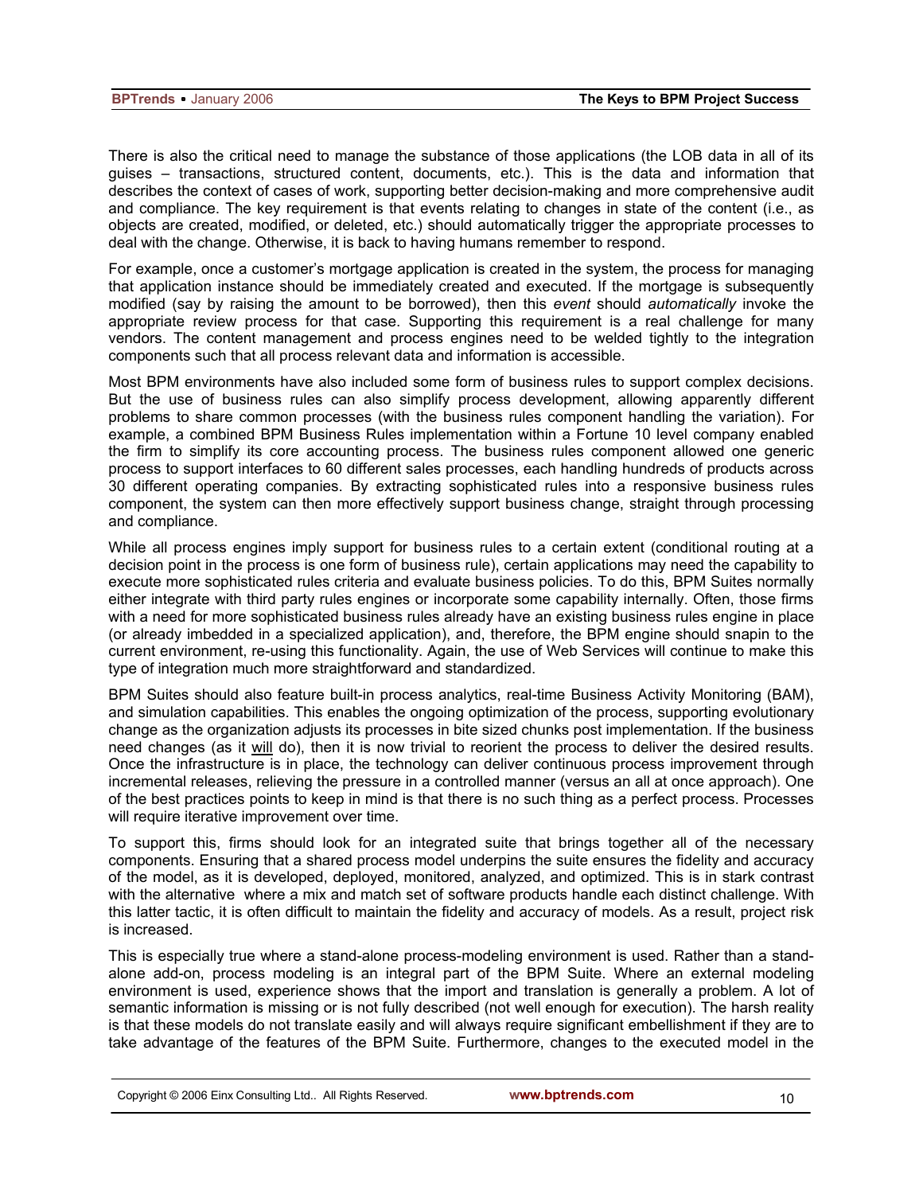There is also the critical need to manage the substance of those applications (the LOB data in all of its guises – transactions, structured content, documents, etc.). This is the data and information that describes the context of cases of work, supporting better decision-making and more comprehensive audit and compliance. The key requirement is that events relating to changes in state of the content (i.e., as objects are created, modified, or deleted, etc.) should automatically trigger the appropriate processes to deal with the change. Otherwise, it is back to having humans remember to respond.

For example, once a customer's mortgage application is created in the system, the process for managing that application instance should be immediately created and executed. If the mortgage is subsequently modified (say by raising the amount to be borrowed), then this *event* should *automatically* invoke the appropriate review process for that case. Supporting this requirement is a real challenge for many vendors. The content management and process engines need to be welded tightly to the integration components such that all process relevant data and information is accessible.

Most BPM environments have also included some form of business rules to support complex decisions. But the use of business rules can also simplify process development, allowing apparently different problems to share common processes (with the business rules component handling the variation). For example, a combined BPM Business Rules implementation within a Fortune 10 level company enabled the firm to simplify its core accounting process. The business rules component allowed one generic process to support interfaces to 60 different sales processes, each handling hundreds of products across 30 different operating companies. By extracting sophisticated rules into a responsive business rules component, the system can then more effectively support business change, straight through processing and compliance.

While all process engines imply support for business rules to a certain extent (conditional routing at a decision point in the process is one form of business rule), certain applications may need the capability to execute more sophisticated rules criteria and evaluate business policies. To do this, BPM Suites normally either integrate with third party rules engines or incorporate some capability internally. Often, those firms with a need for more sophisticated business rules already have an existing business rules engine in place (or already imbedded in a specialized application), and, therefore, the BPM engine should snapin to the current environment, re-using this functionality. Again, the use of Web Services will continue to make this type of integration much more straightforward and standardized.

BPM Suites should also feature built-in process analytics, real-time Business Activity Monitoring (BAM), and simulation capabilities. This enables the ongoing optimization of the process, supporting evolutionary change as the organization adjusts its processes in bite sized chunks post implementation. If the business need changes (as it <u>will</u> do), then it is now trivial to reorient the process to deliver the desired results. Once the infrastructure is in place, the technology can deliver continuous process improvement through incremental releases, relieving the pressure in a controlled manner (versus an all at once approach). One of the best practices points to keep in mind is that there is no such thing as a perfect process. Processes will require iterative improvement over time.

To support this, firms should look for an integrated suite that brings together all of the necessary components. Ensuring that a shared process model underpins the suite ensures the fidelity and accuracy of the model, as it is developed, deployed, monitored, analyzed, and optimized. This is in stark contrast with the alternative where a mix and match set of software products handle each distinct challenge. With this latter tactic, it is often difficult to maintain the fidelity and accuracy of models. As a result, project risk is increased.

This is especially true where a stand-alone process-modeling environment is used. Rather than a stand-alone add-on, process modeling is an integral part of the BPM Suite. Where an external modeling environment is used, experience shows that the import and translation is generally a problem. A lot of semantic information is missing or is not fully described (not well enough for execution). The harsh reality is that these models do not translate easily and will always require significant embellishment if they are to take advantage of the features of the BPM Suite. Furthermore, changes to the executed model in the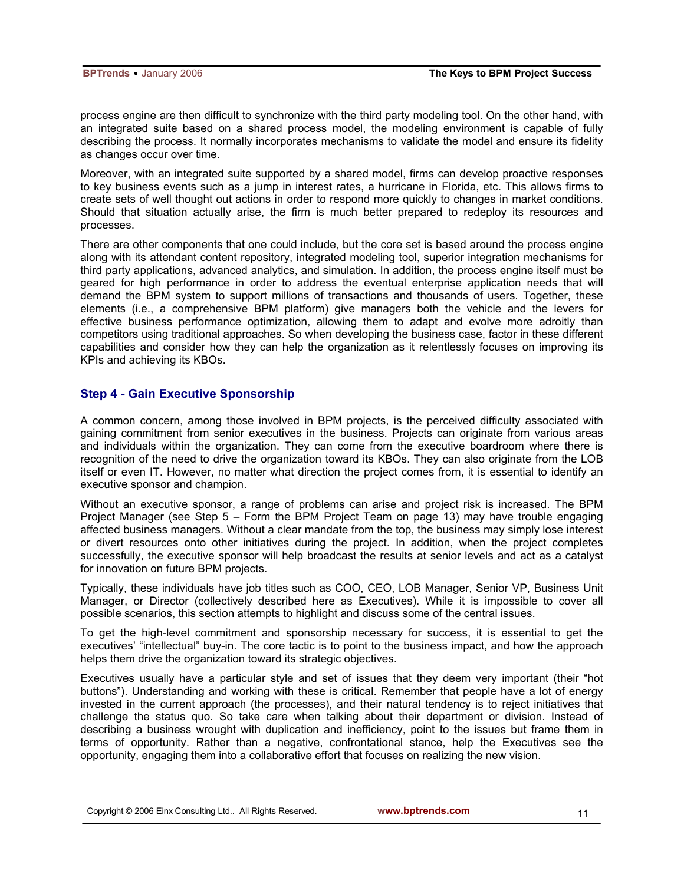process engine are then difficult to synchronize with the third party modeling tool. On the other hand, with an integrated suite based on a shared process model, the modeling environment is capable of fully describing the process. It normally incorporates mechanisms to validate the model and ensure its fidelity as changes occur over time.

Moreover, with an integrated suite supported by a shared model, firms can develop proactive responses to key business events such as a jump in interest rates, a hurricane in Florida, etc. This allows firms to create sets of well thought out actions in order to respond more quickly to changes in market conditions. Should that situation actually arise, the firm is much better prepared to redeploy its resources and processes.

There are other components that one could include, but the core set is based around the process engine along with its attendant content repository, integrated modeling tool, superior integration mechanisms for third party applications, advanced analytics, and simulation. In addition, the process engine itself must be geared for high performance in order to address the eventual enterprise application needs that will demand the BPM system to support millions of transactions and thousands of users. Together, these elements (i.e., a comprehensive BPM platform) give managers both the vehicle and the levers for effective business performance optimization, allowing them to adapt and evolve more adroitly than competitors using traditional approaches. So when developing the business case, factor in these different capabilities and consider how they can help the organization as it relentlessly focuses on improving its KPIs and achieving its KBOs.

## Step 4 - Gain Executive Sponsorship

A common concern, among those involved in BPM projects, is the perceived difficulty associated with gaining commitment from senior executives in the business. Projects can originate from various areas and individuals within the organization. They can come from the executive boardroom where there is recognition of the need to drive the organization toward its KBOs. They can also originate from the LOB itself or even IT. However, no matter what direction the project comes from, it is essential to identify an executive sponsor and champion.

Without an executive sponsor, a range of problems can arise and project risk is increased. The BPM Project Manager (see Step 5 – Form the BPM Project Team on page 13) may have trouble engaging affected business managers. Without a clear mandate from the top, the business may simply lose interest or divert resources onto other initiatives during the project. In addition, when the project completes successfully, the executive sponsor will help broadcast the results at senior levels and act as a catalyst for innovation on future BPM projects.

Typically, these individuals have job titles such as COO, CEO, LOB Manager, Senior VP, Business Unit Manager, or Director (collectively described here as Executives). While it is impossible to cover all possible scenarios, this section attempts to highlight and discuss some of the central issues.

To get the high-level commitment and sponsorship necessary for success, it is essential to get the executives' "intellectual" buy-in. The core tactic is to point to the business impact, and how the approach helps them drive the organization toward its strategic objectives.

Executives usually have a particular style and set of issues that they deem very important (their "hot buttons"). Understanding and working with these is critical. Remember that people have a lot of energy invested in the current approach (the processes), and their natural tendency is to reject initiatives that challenge the status quo. So take care when talking about their department or division. Instead of describing a business wrought with duplication and inefficiency, point to the issues but frame them in terms of opportunity. Rather than a negative, confrontational stance, help the Executives see the opportunity, engaging them into a collaborative effort that focuses on realizing the new vision.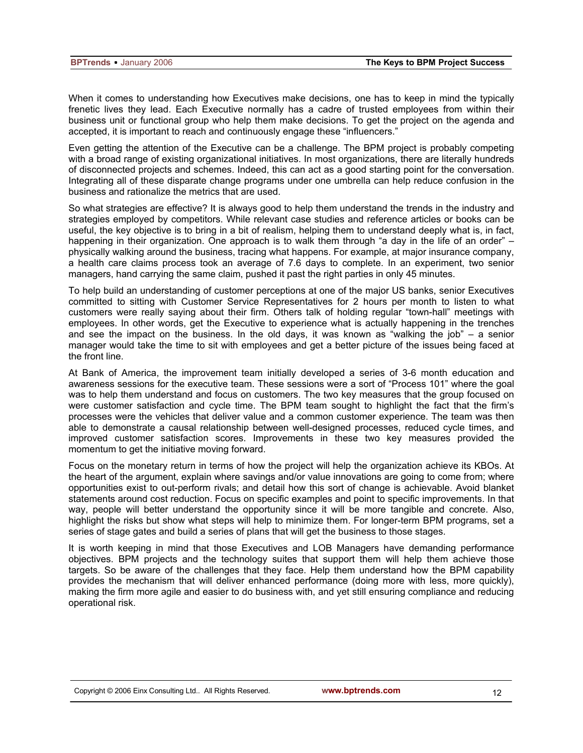When it comes to understanding how Executives make decisions, one has to keep in mind the typically frenetic lives they lead. Each Executive normally has a cadre of trusted employees from within their business unit or functional group who help them make decisions. To get the project on the agenda and accepted, it is important to reach and continuously engage these "influencers."

Even getting the attention of the Executive can be a challenge. The BPM project is probably competing with a broad range of existing organizational initiatives. In most organizations, there are literally hundreds of disconnected projects and schemes. Indeed, this can act as a good starting point for the conversation. Integrating all of these disparate change programs under one umbrella can help reduce confusion in the business and rationalize the metrics that are used.

So what strategies are effective? It is always good to help them understand the trends in the industry and strategies employed by competitors. While relevant case studies and reference articles or books can be useful, the key objective is to bring in a bit of realism, helping them to understand deeply what is, in fact, happening in their organization. One approach is to walk them through "a day in the life of an order" – physically walking around the business, tracing what happens. For example, at major insurance company, a health care claims process took an average of 7.6 days to complete. In an experiment, two senior managers, hand carrying the same claim, pushed it past the right parties in only 45 minutes.

To help build an understanding of customer perceptions at one of the major US banks, senior Executives committed to sitting with Customer Service Representatives for 2 hours per month to listen to what customers were really saying about their firm. Others talk of holding regular "town-hall" meetings with employees. In other words, get the Executive to experience what is actually happening in the trenches and see the impact on the business. In the old days, it was known as "walking the job" – a senior manager would take the time to sit with employees and get a better picture of the issues being faced at the front line.

At Bank of America, the improvement team initially developed a series of 3-6 month education and awareness sessions for the executive team. These sessions were a sort of "Process 101" where the goal was to help them understand and focus on customers. The two key measures that the group focused on were customer satisfaction and cycle time. The BPM team sought to highlight the fact that the firm's processes were the vehicles that deliver value and a common customer experience. The team was then able to demonstrate a causal relationship between well-designed processes, reduced cycle times, and improved customer satisfaction scores. Improvements in these two key measures provided the momentum to get the initiative moving forward.

Focus on the monetary return in terms of how the project will help the organization achieve its KBOs. At the heart of the argument, explain where savings and/or value innovations are going to come from; where opportunities exist to out-perform rivals; and detail how this sort of change is achievable. Avoid blanket statements around cost reduction. Focus on specific examples and point to specific improvements. In that way, people will better understand the opportunity since it will be more tangible and concrete. Also, highlight the risks but show what steps will help to minimize them. For longer-term BPM programs, set a series of stage gates and build a series of plans that will get the business to those stages.

It is worth keeping in mind that those Executives and LOB Managers have demanding performance objectives. BPM projects and the technology suites that support them will help them achieve those targets. So be aware of the challenges that they face. Help them understand how the BPM capability provides the mechanism that will deliver enhanced performance (doing more with less, more quickly), making the firm more agile and easier to do business with, and yet still ensuring compliance and reducing operational risk.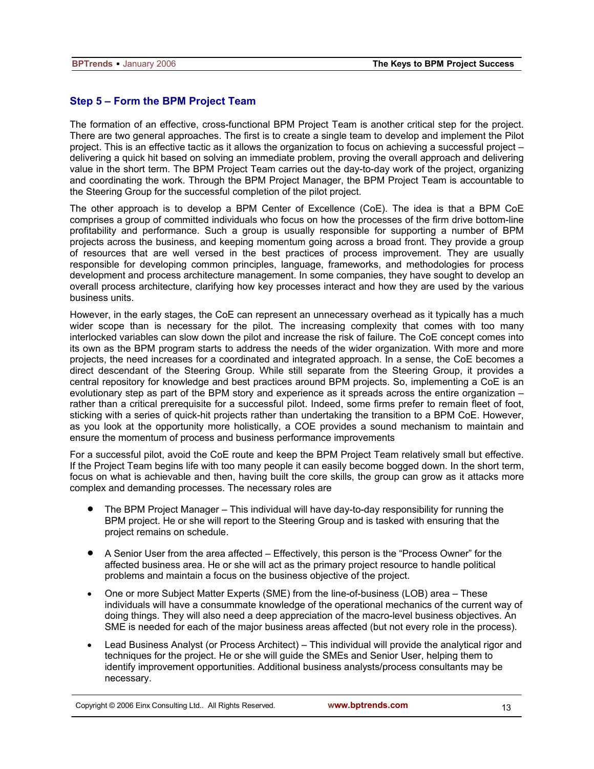### Step 5 – Form the BPM Project Team

The formation of an effective, cross-functional BPM Project Team is another critical step for the project. There are two general approaches. The first is to create a single team to develop and implement the Pilot project. This is an effective tactic as it allows the organization to focus on achieving a successful project – delivering a quick hit based on solving an immediate problem, proving the overall approach and delivering value in the short term. The BPM Project Team carries out the day-to-day work of the project, organizing and coordinating the work. Through the BPM Project Manager, the BPM Project Team is accountable to the Steering Group for the successful completion of the pilot project.

The other approach is to develop a BPM Center of Excellence (CoE). The idea is that a BPM CoE comprises a group of committed individuals who focus on how the processes of the firm drive bottom-line profitability and performance. Such a group is usually responsible for supporting a number of BPM projects across the business, and keeping momentum going across a broad front. They provide a group of resources that are well versed in the best practices of process improvement. They are usually responsible for developing common principles, language, frameworks, and methodologies for process development and process architecture management. In some companies, they have sought to develop an overall process architecture, clarifying how key processes interact and how they are used by the various business units.

However, in the early stages, the CoE can represent an unnecessary overhead as it typically has a much wider scope than is necessary for the pilot. The increasing complexity that comes with too many interlocked variables can slow down the pilot and increase the risk of failure. The CoE concept comes into its own as the BPM program starts to address the needs of the wider organization. With more and more projects, the need increases for a coordinated and integrated approach. In a sense, the CoE becomes a direct descendant of the Steering Group. While still separate from the Steering Group, it provides a central repository for knowledge and best practices around BPM projects. So, implementing a CoE is an evolutionary step as part of the BPM story and experience as it spreads across the entire organization – rather than a critical prerequisite for a successful pilot. Indeed, some firms prefer to remain fleet of foot, sticking with a series of quick-hit projects rather than undertaking the transition to a BPM CoE. However, as you look at the opportunity more holistically, a COE provides a sound mechanism to maintain and ensure the momentum of process and business performance improvements

For a successful pilot, avoid the CoE route and keep the BPM Project Team relatively small but effective. If the Project Team begins life with too many people it can easily become bogged down. In the short term, focus on what is achievable and then, having built the core skills, the group can grow as it attacks more complex and demanding processes. The necessary roles are

- The BPM Project Manager – This individual will have day-to-day responsibility for running the BPM project. He or she will report to the Steering Group and is tasked with ensuring that the project remains on schedule.
- A Senior User from the area affected – Effectively, this person is the "Process Owner" for the affected business area. He or she will act as the primary project resource to handle political problems and maintain a focus on the business objective of the project.
- One or more Subject Matter Experts (SME) from the line-of-business (LOB) area – These individuals will have a consummate knowledge of the operational mechanics of the current way of doing things. They will also need a deep appreciation of the macro-level business objectives. An SME is needed for each of the major business areas affected (but not every role in the process).
- Lead Business Analyst (or Process Architect) – This individual will provide the analytical rigor and techniques for the project. He or she will guide the SMEs and Senior User, helping them to identify improvement opportunities. Additional business analysts/process consultants may be necessary.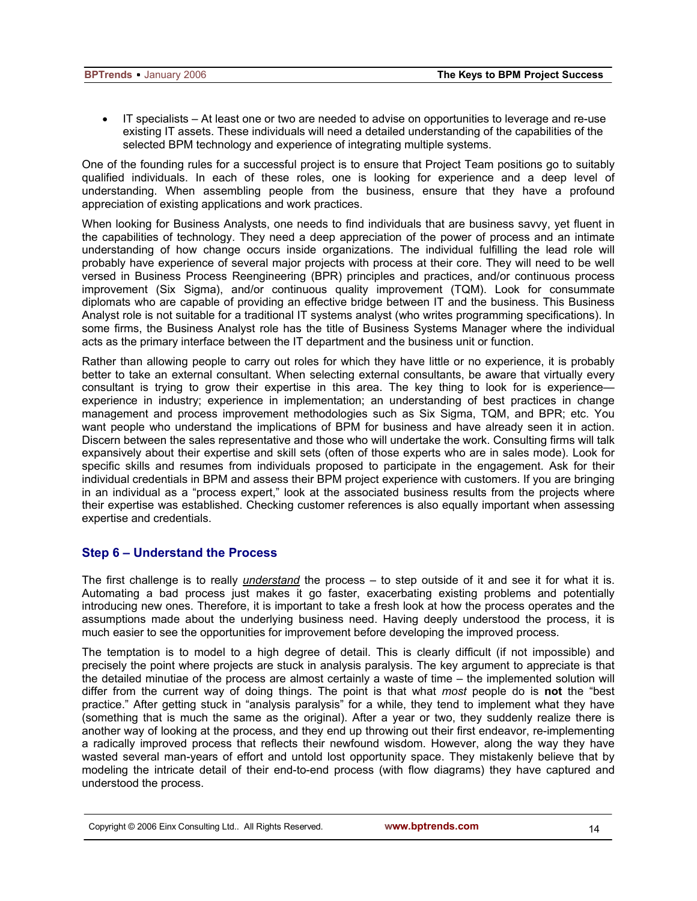- IT specialists – At least one or two are needed to advise on opportunities to leverage and re-use existing IT assets. These individuals will need a detailed understanding of the capabilities of the selected BPM technology and experience of integrating multiple systems.

One of the founding rules for a successful project is to ensure that Project Team positions go to suitably qualified individuals. In each of these roles, one is looking for experience and a deep level of understanding. When assembling people from the business, ensure that they have a profound appreciation of existing applications and work practices.

When looking for Business Analysts, one needs to find individuals that are business savvy, yet fluent in the capabilities of technology. They need a deep appreciation of the power of process and an intimate understanding of how change occurs inside organizations. The individual fulfilling the lead role will probably have experience of several major projects with process at their core. They will need to be well versed in Business Process Reengineering (BPR) principles and practices, and/or continuous process improvement (Six Sigma), and/or continuous quality improvement (TQM). Look for consummate diplomats who are capable of providing an effective bridge between IT and the business. This Business Analyst role is not suitable for a traditional IT systems analyst (who writes programming specifications). In some firms, the Business Analyst role has the title of Business Systems Manager where the individual acts as the primary interface between the IT department and the business unit or function.

Rather than allowing people to carry out roles for which they have little or no experience, it is probably better to take an external consultant. When selecting external consultants, be aware that virtually every consultant is trying to grow their expertise in this area. The key thing to look for is experience—experience in industry; experience in implementation; an understanding of best practices in change management and process improvement methodologies such as Six Sigma, TQM, and BPR; etc. You want people who understand the implications of BPM for business and have already seen it in action. Discern between the sales representative and those who will undertake the work. Consulting firms will talk expansively about their expertise and skill sets (often of those experts who are in sales mode). Look for specific skills and resumes from individuals proposed to participate in the engagement. Ask for their individual credentials in BPM and assess their BPM project experience with customers. If you are bringing in an individual as a "process expert," look at the associated business results from the projects where their expertise was established. Checking customer references is also equally important when assessing expertise and credentials.

## Step 6 – Understand the Process

The first challenge is to really ***understand*** the process – to step outside of it and see it for what it is. Automating a bad process just makes it go faster, exacerbating existing problems and potentially introducing new ones. Therefore, it is important to take a fresh look at how the process operates and the assumptions made about the underlying business need. Having deeply understood the process, it is much easier to see the opportunities for improvement before developing the improved process.

The temptation is to model to a high degree of detail. This is clearly difficult (if not impossible) and precisely the point where projects are stuck in analysis paralysis. The key argument to appreciate is that the detailed minutiae of the process are almost certainly a waste of time – the implemented solution will differ from the current way of doing things. The point is that what *most* people do is **not** the "best practice." After getting stuck in "analysis paralysis" for a while, they tend to implement what they have (something that is much the same as the original). After a year or two, they suddenly realize there is another way of looking at the process, and they end up throwing out their first endeavor, re-implementing a radically improved process that reflects their newfound wisdom. However, along the way they have wasted several man-years of effort and untold lost opportunity space. They mistakenly believe that by modeling the intricate detail of their end-to-end process (with flow diagrams) they have captured and understood the process.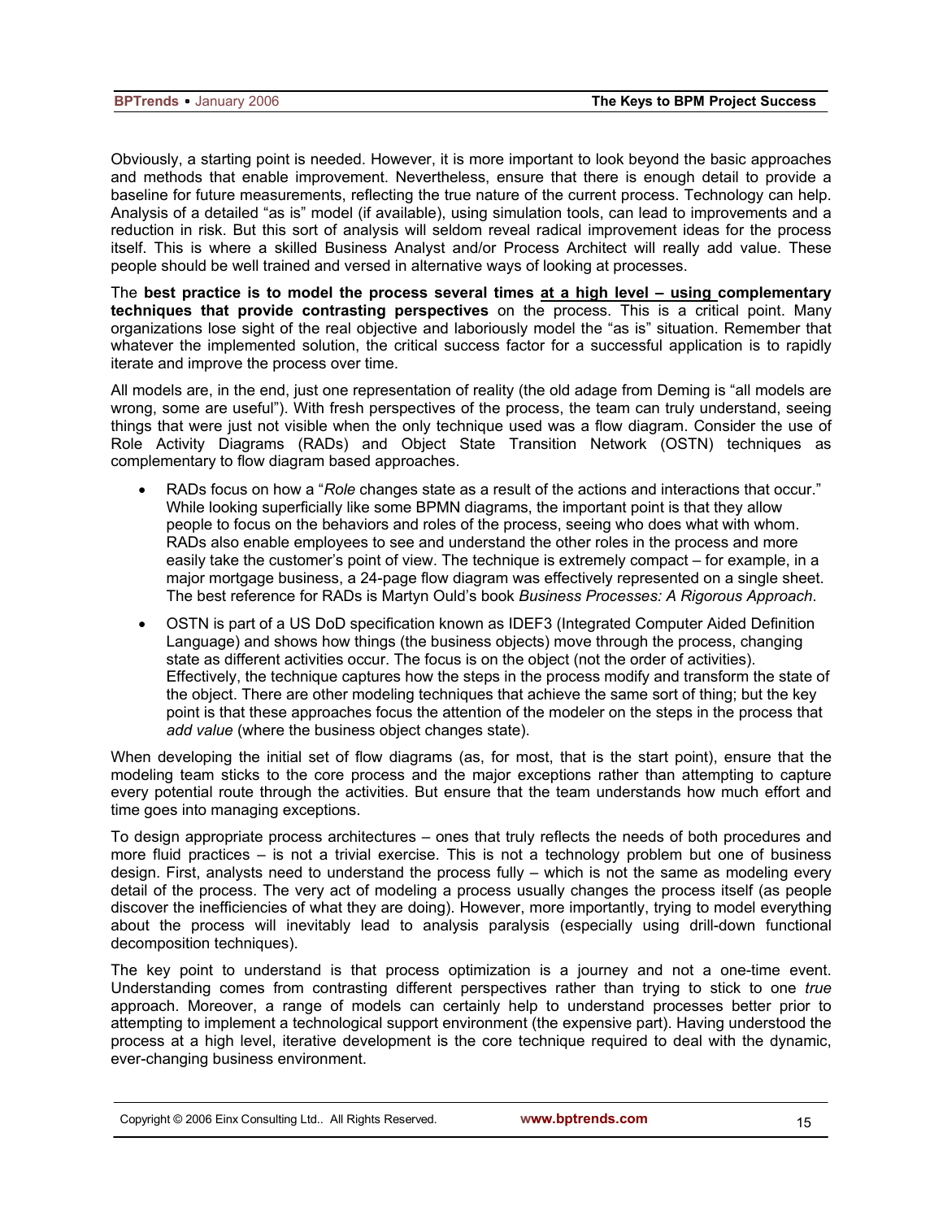Obviously, a starting point is needed. However, it is more important to look beyond the basic approaches and methods that enable improvement. Nevertheless, ensure that there is enough detail to provide a baseline for future measurements, reflecting the true nature of the current process. Technology can help. Analysis of a detailed "as is" model (if available), using simulation tools, can lead to improvements and a reduction in risk. But this sort of analysis will seldom reveal radical improvement ideas for the process itself. This is where a skilled Business Analyst and/or Process Architect will really add value. These people should be well trained and versed in alternative ways of looking at processes.

The **best practice is to model the process several times <u>at a high level – using</u> complementary techniques that provide contrasting perspectives** on the process. This is a critical point. Many organizations lose sight of the real objective and laboriously model the "as is" situation. Remember that whatever the implemented solution, the critical success factor for a successful application is to rapidly iterate and improve the process over time.

All models are, in the end, just one representation of reality (the old adage from Deming is "all models are wrong, some are useful"). With fresh perspectives of the process, the team can truly understand, seeing things that were just not visible when the only technique used was a flow diagram. Consider the use of Role Activity Diagrams (RADs) and Object State Transition Network (OSTN) techniques as complementary to flow diagram based approaches.

- RADs focus on how a "*Role* changes state as a result of the actions and interactions that occur." While looking superficially like some BPMN diagrams, the important point is that they allow people to focus on the behaviors and roles of the process, seeing who does what with whom. RADs also enable employees to see and understand the other roles in the process and more easily take the customer's point of view. The technique is extremely compact – for example, in a major mortgage business, a 24-page flow diagram was effectively represented on a single sheet. The best reference for RADs is Martyn Ould's book *Business Processes: A Rigorous Approach*.
- OSTN is part of a US DoD specification known as IDEF3 (Integrated Computer Aided Definition Language) and shows how things (the business objects) move through the process, changing state as different activities occur. The focus is on the object (not the order of activities). Effectively, the technique captures how the steps in the process modify and transform the state of the object. There are other modeling techniques that achieve the same sort of thing; but the key point is that these approaches focus the attention of the modeler on the steps in the process that *add value* (where the business object changes state).

When developing the initial set of flow diagrams (as, for most, that is the start point), ensure that the modeling team sticks to the core process and the major exceptions rather than attempting to capture every potential route through the activities. But ensure that the team understands how much effort and time goes into managing exceptions.

To design appropriate process architectures – ones that truly reflects the needs of both procedures and more fluid practices – is not a trivial exercise. This is not a technology problem but one of business design. First, analysts need to understand the process fully – which is not the same as modeling every detail of the process. The very act of modeling a process usually changes the process itself (as people discover the inefficiencies of what they are doing). However, more importantly, trying to model everything about the process will inevitably lead to analysis paralysis (especially using drill-down functional decomposition techniques).

The key point to understand is that process optimization is a journey and not a one-time event. Understanding comes from contrasting different perspectives rather than trying to stick to one *true* approach. Moreover, a range of models can certainly help to understand processes better prior to attempting to implement a technological support environment (the expensive part). Having understood the process at a high level, iterative development is the core technique required to deal with the dynamic, ever-changing business environment.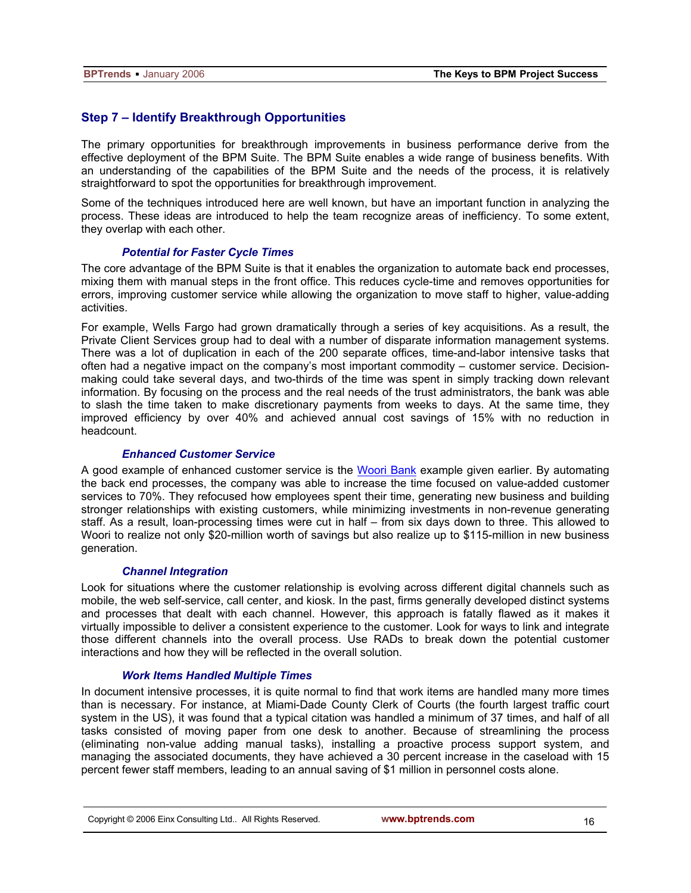## Step 7 – Identify Breakthrough Opportunities

The primary opportunities for breakthrough improvements in business performance derive from the effective deployment of the BPM Suite. The BPM Suite enables a wide range of business benefits. With an understanding of the capabilities of the BPM Suite and the needs of the process, it is relatively straightforward to spot the opportunities for breakthrough improvement.

Some of the techniques introduced here are well known, but have an important function in analyzing the process. These ideas are introduced to help the team recognize areas of inefficiency. To some extent, they overlap with each other.

### *Potential for Faster Cycle Times*

The core advantage of the BPM Suite is that it enables the organization to automate back end processes, mixing them with manual steps in the front office. This reduces cycle-time and removes opportunities for errors, improving customer service while allowing the organization to move staff to higher, value-adding activities.

For example, Wells Fargo had grown dramatically through a series of key acquisitions. As a result, the Private Client Services group had to deal with a number of disparate information management systems. There was a lot of duplication in each of the 200 separate offices, time-and-labor intensive tasks that often had a negative impact on the company's most important commodity – customer service. Decision-making could take several days, and two-thirds of the time was spent in simply tracking down relevant information. By focusing on the process and the real needs of the trust administrators, the bank was able to slash the time taken to make discretionary payments from weeks to days. At the same time, they improved efficiency by over 40% and achieved annual cost savings of 15% with no reduction in headcount.

### *Enhanced Customer Service*

A good example of enhanced customer service is the Woori Bank example given earlier. By automating the back end processes, the company was able to increase the time focused on value-added customer services to 70%. They refocused how employees spent their time, generating new business and building stronger relationships with existing customers, while minimizing investments in non-revenue generating staff. As a result, loan-processing times were cut in half – from six days down to three. This allowed to Woori to realize not only $20-million worth of savings but also realize up to $115-million in new business generation.

### *Channel Integration*

Look for situations where the customer relationship is evolving across different digital channels such as mobile, the web self-service, call center, and kiosk. In the past, firms generally developed distinct systems and processes that dealt with each channel. However, this approach is fatally flawed as it makes it virtually impossible to deliver a consistent experience to the customer. Look for ways to link and integrate those different channels into the overall process. Use RADs to break down the potential customer interactions and how they will be reflected in the overall solution.

### *Work Items Handled Multiple Times*

In document intensive processes, it is quite normal to find that work items are handled many more times than is necessary. For instance, at Miami-Dade County Clerk of Courts (the fourth largest traffic court system in the US), it was found that a typical citation was handled a minimum of 37 times, and half of all tasks consisted of moving paper from one desk to another. Because of streamlining the process (eliminating non-value adding manual tasks), installing a proactive process support system, and managing the associated documents, they have achieved a 30 percent increase in the caseload with 15 percent fewer staff members, leading to an annual saving of $1 million in personnel costs alone.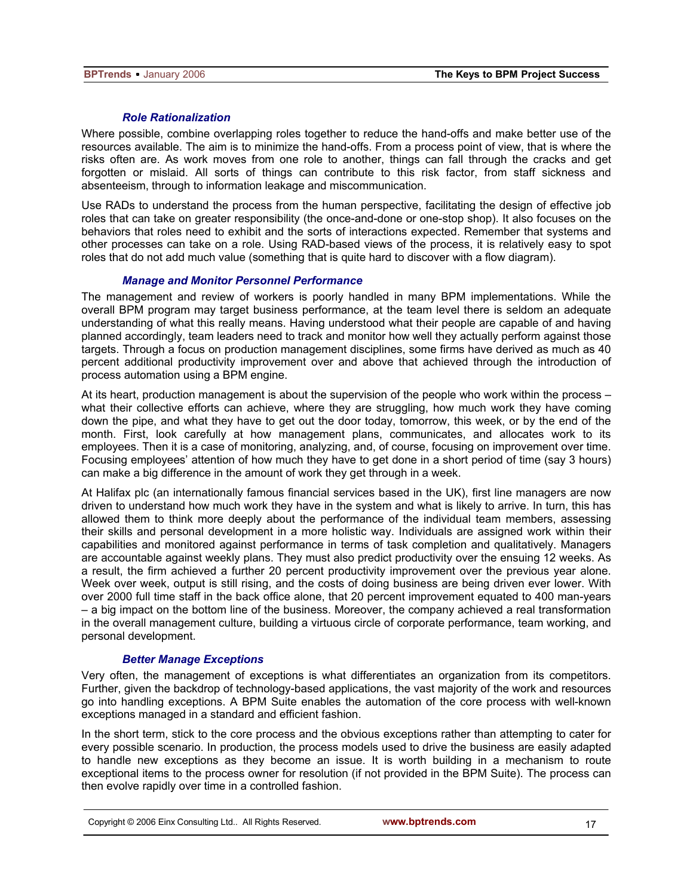### *Role Rationalization*

Where possible, combine overlapping roles together to reduce the hand-offs and make better use of the resources available. The aim is to minimize the hand-offs. From a process point of view, that is where the risks often are. As work moves from one role to another, things can fall through the cracks and get forgotten or mislaid. All sorts of things can contribute to this risk factor, from staff sickness and absenteeism, through to information leakage and miscommunication.

Use RADs to understand the process from the human perspective, facilitating the design of effective job roles that can take on greater responsibility (the once-and-done or one-stop shop). It also focuses on the behaviors that roles need to exhibit and the sorts of interactions expected. Remember that systems and other processes can take on a role. Using RAD-based views of the process, it is relatively easy to spot roles that do not add much value (something that is quite hard to discover with a flow diagram).

### *Manage and Monitor Personnel Performance*

The management and review of workers is poorly handled in many BPM implementations. While the overall BPM program may target business performance, at the team level there is seldom an adequate understanding of what this really means. Having understood what their people are capable of and having planned accordingly, team leaders need to track and monitor how well they actually perform against those targets. Through a focus on production management disciplines, some firms have derived as much as 40 percent additional productivity improvement over and above that achieved through the introduction of process automation using a BPM engine.

At its heart, production management is about the supervision of the people who work within the process – what their collective efforts can achieve, where they are struggling, how much work they have coming down the pipe, and what they have to get out the door today, tomorrow, this week, or by the end of the month. First, look carefully at how management plans, communicates, and allocates work to its employees. Then it is a case of monitoring, analyzing, and, of course, focusing on improvement over time. Focusing employees' attention of how much they have to get done in a short period of time (say 3 hours) can make a big difference in the amount of work they get through in a week.

At Halifax plc (an internationally famous financial services based in the UK), first line managers are now driven to understand how much work they have in the system and what is likely to arrive. In turn, this has allowed them to think more deeply about the performance of the individual team members, assessing their skills and personal development in a more holistic way. Individuals are assigned work within their capabilities and monitored against performance in terms of task completion and qualitatively. Managers are accountable against weekly plans. They must also predict productivity over the ensuing 12 weeks. As a result, the firm achieved a further 20 percent productivity improvement over the previous year alone. Week over week, output is still rising, and the costs of doing business are being driven ever lower. With over 2000 full time staff in the back office alone, that 20 percent improvement equated to 400 man-years – a big impact on the bottom line of the business. Moreover, the company achieved a real transformation in the overall management culture, building a virtuous circle of corporate performance, team working, and personal development.

### *Better Manage Exceptions*

Very often, the management of exceptions is what differentiates an organization from its competitors. Further, given the backdrop of technology-based applications, the vast majority of the work and resources go into handling exceptions. A BPM Suite enables the automation of the core process with well-known exceptions managed in a standard and efficient fashion.

In the short term, stick to the core process and the obvious exceptions rather than attempting to cater for every possible scenario. In production, the process models used to drive the business are easily adapted to handle new exceptions as they become an issue. It is worth building in a mechanism to route exceptional items to the process owner for resolution (if not provided in the BPM Suite). The process can then evolve rapidly over time in a controlled fashion.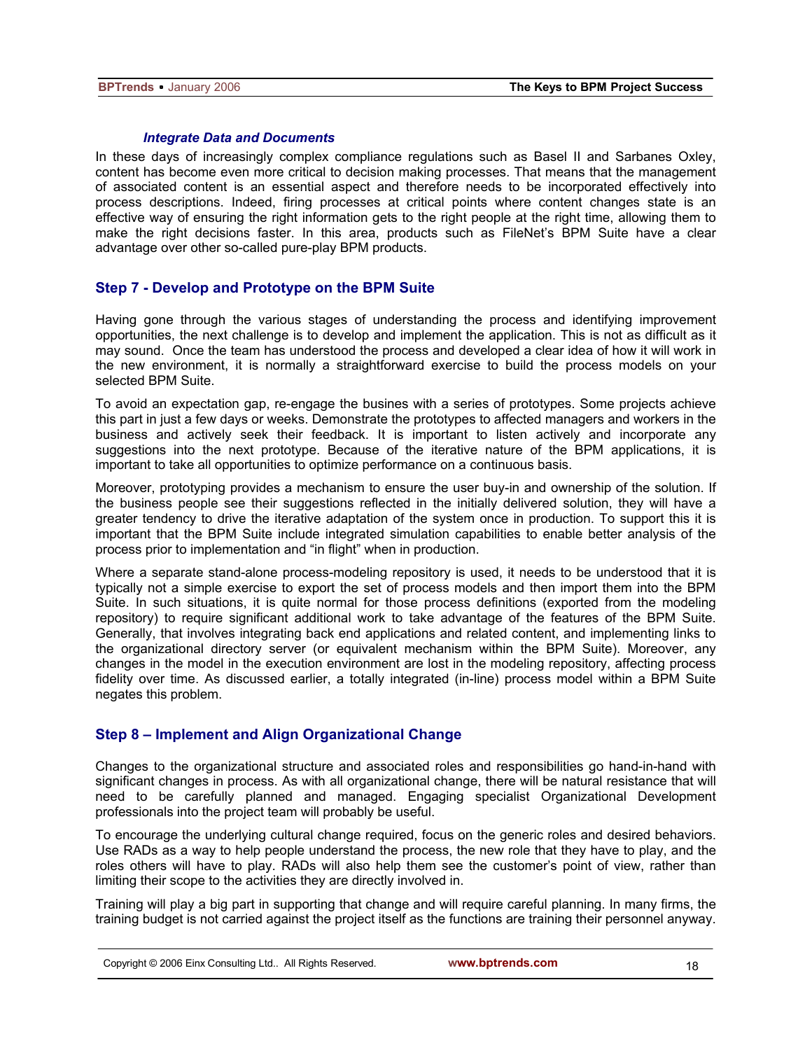### *Integrate Data and Documents*

In these days of increasingly complex compliance regulations such as Basel II and Sarbanes Oxley, content has become even more critical to decision making processes. That means that the management of associated content is an essential aspect and therefore needs to be incorporated effectively into process descriptions. Indeed, firing processes at critical points where content changes state is an effective way of ensuring the right information gets to the right people at the right time, allowing them to make the right decisions faster. In this area, products such as FileNet's BPM Suite have a clear advantage over other so-called pure-play BPM products.

## Step 7 - Develop and Prototype on the BPM Suite

Having gone through the various stages of understanding the process and identifying improvement opportunities, the next challenge is to develop and implement the application. This is not as difficult as it may sound. Once the team has understood the process and developed a clear idea of how it will work in the new environment, it is normally a straightforward exercise to build the process models on your selected BPM Suite.

To avoid an expectation gap, re-engage the busines with a series of prototypes. Some projects achieve this part in just a few days or weeks. Demonstrate the prototypes to affected managers and workers in the business and actively seek their feedback. It is important to listen actively and incorporate any suggestions into the next prototype. Because of the iterative nature of the BPM applications, it is important to take all opportunities to optimize performance on a continuous basis.

Moreover, prototyping provides a mechanism to ensure the user buy-in and ownership of the solution. If the business people see their suggestions reflected in the initially delivered solution, they will have a greater tendency to drive the iterative adaptation of the system once in production. To support this it is important that the BPM Suite include integrated simulation capabilities to enable better analysis of the process prior to implementation and "in flight" when in production.

Where a separate stand-alone process-modeling repository is used, it needs to be understood that it is typically not a simple exercise to export the set of process models and then import them into the BPM Suite. In such situations, it is quite normal for those process definitions (exported from the modeling repository) to require significant additional work to take advantage of the features of the BPM Suite. Generally, that involves integrating back end applications and related content, and implementing links to the organizational directory server (or equivalent mechanism within the BPM Suite). Moreover, any changes in the model in the execution environment are lost in the modeling repository, affecting process fidelity over time. As discussed earlier, a totally integrated (in-line) process model within a BPM Suite negates this problem.

## Step 8 – Implement and Align Organizational Change

Changes to the organizational structure and associated roles and responsibilities go hand-in-hand with significant changes in process. As with all organizational change, there will be natural resistance that will need to be carefully planned and managed. Engaging specialist Organizational Development professionals into the project team will probably be useful.

To encourage the underlying cultural change required, focus on the generic roles and desired behaviors. Use RADs as a way to help people understand the process, the new role that they have to play, and the roles others will have to play. RADs will also help them see the customer's point of view, rather than limiting their scope to the activities they are directly involved in.

Training will play a big part in supporting that change and will require careful planning. In many firms, the training budget is not carried against the project itself as the functions are training their personnel anyway.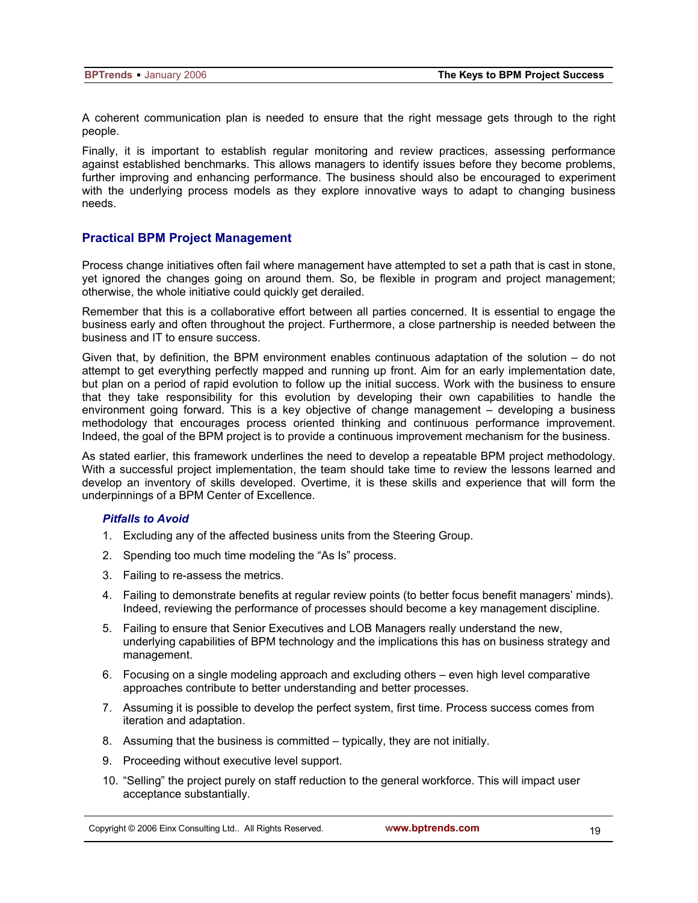A coherent communication plan is needed to ensure that the right message gets through to the right people.

Finally, it is important to establish regular monitoring and review practices, assessing performance against established benchmarks. This allows managers to identify issues before they become problems, further improving and enhancing performance. The business should also be encouraged to experiment with the underlying process models as they explore innovative ways to adapt to changing business needs.

## Practical BPM Project Management

Process change initiatives often fail where management have attempted to set a path that is cast in stone, yet ignored the changes going on around them. So, be flexible in program and project management; otherwise, the whole initiative could quickly get derailed.

Remember that this is a collaborative effort between all parties concerned. It is essential to engage the business early and often throughout the project. Furthermore, a close partnership is needed between the business and IT to ensure success.

Given that, by definition, the BPM environment enables continuous adaptation of the solution – do not attempt to get everything perfectly mapped and running up front. Aim for an early implementation date, but plan on a period of rapid evolution to follow up the initial success. Work with the business to ensure that they take responsibility for this evolution by developing their own capabilities to handle the environment going forward. This is a key objective of change management – developing a business methodology that encourages process oriented thinking and continuous performance improvement. Indeed, the goal of the BPM project is to provide a continuous improvement mechanism for the business.

As stated earlier, this framework underlines the need to develop a repeatable BPM project methodology. With a successful project implementation, the team should take time to review the lessons learned and develop an inventory of skills developed. Overtime, it is these skills and experience that will form the underpinnings of a BPM Center of Excellence.

### *Pitfalls to Avoid*

1. Excluding any of the affected business units from the Steering Group.
2. Spending too much time modeling the "As Is" process.
3. Failing to re-assess the metrics.
4. Failing to demonstrate benefits at regular review points (to better focus benefit managers' minds). Indeed, reviewing the performance of processes should become a key management discipline.
5. Failing to ensure that Senior Executives and LOB Managers really understand the new, underlying capabilities of BPM technology and the implications this has on business strategy and management.
6. Focusing on a single modeling approach and excluding others – even high level comparative approaches contribute to better understanding and better processes.
7. Assuming it is possible to develop the perfect system, first time. Process success comes from iteration and adaptation.
8. Assuming that the business is committed – typically, they are not initially.
9. Proceeding without executive level support.
10. "Selling" the project purely on staff reduction to the general workforce. This will impact user acceptance substantially.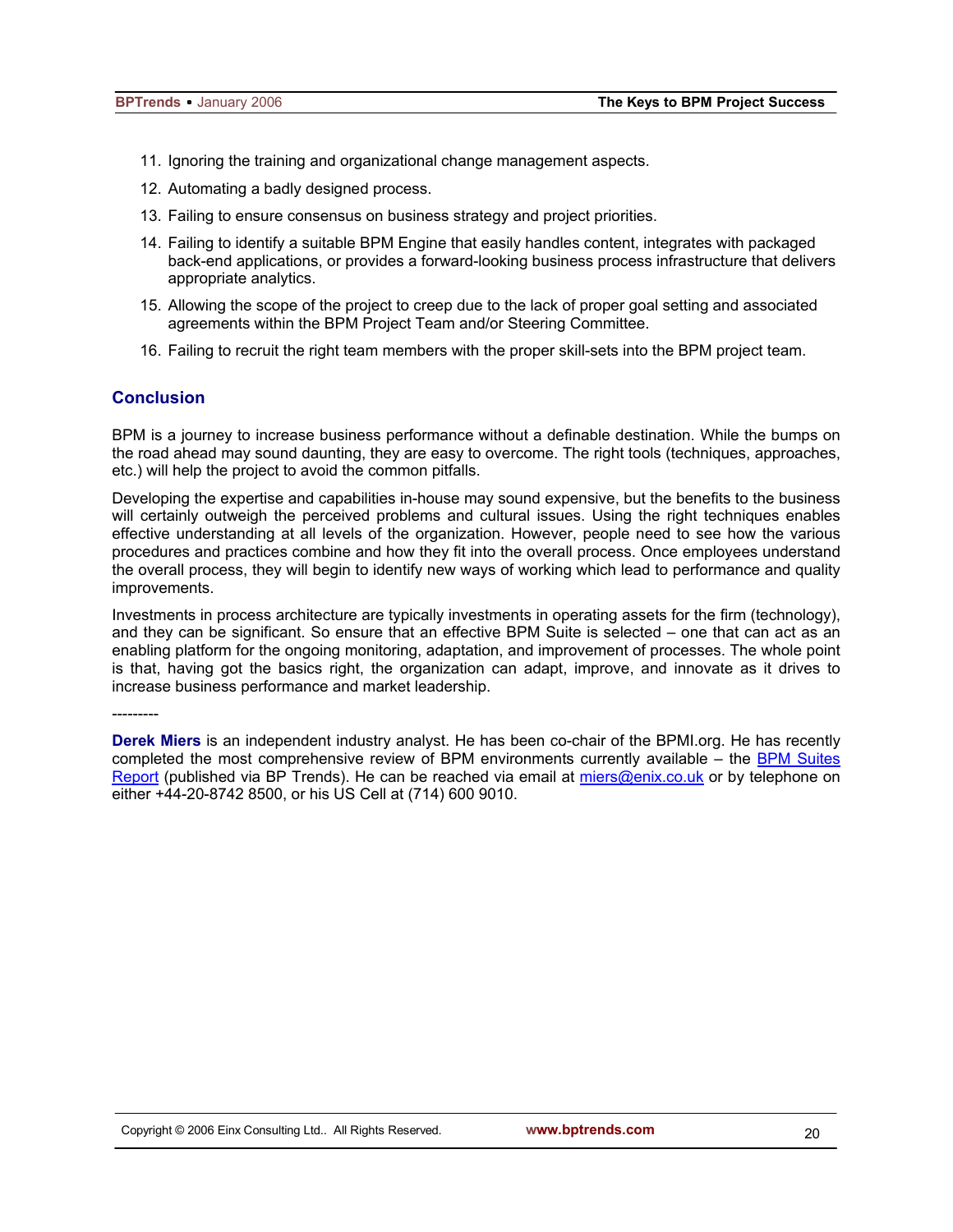11. Ignoring the training and organizational change management aspects.
12. Automating a badly designed process.
13. Failing to ensure consensus on business strategy and project priorities.
14. Failing to identify a suitable BPM Engine that easily handles content, integrates with packaged back-end applications, or provides a forward-looking business process infrastructure that delivers appropriate analytics.
15. Allowing the scope of the project to creep due to the lack of proper goal setting and associated agreements within the BPM Project Team and/or Steering Committee.
16. Failing to recruit the right team members with the proper skill-sets into the BPM project team.

## Conclusion

BPM is a journey to increase business performance without a definable destination. While the bumps on the road ahead may sound daunting, they are easy to overcome. The right tools (techniques, approaches, etc.) will help the project to avoid the common pitfalls.

Developing the expertise and capabilities in-house may sound expensive, but the benefits to the business will certainly outweigh the perceived problems and cultural issues. Using the right techniques enables effective understanding at all levels of the organization. However, people need to see how the various procedures and practices combine and how they fit into the overall process. Once employees understand the overall process, they will begin to identify new ways of working which lead to performance and quality improvements.

Investments in process architecture are typically investments in operating assets for the firm (technology), and they can be significant. So ensure that an effective BPM Suite is selected – one that can act as an enabling platform for the ongoing monitoring, adaptation, and improvement of processes. The whole point is that, having got the basics right, the organization can adapt, improve, and innovate as it drives to increase business performance and market leadership.

---------

**Derek Miers** is an independent industry analyst. He has been co-chair of the BPMI.org. He has recently completed the most comprehensive review of BPM environments currently available – the BPM Suites Report (published via BP Trends). He can be reached via email at miers@enix.co.uk or by telephone on either +44-20-8742 8500, or his US Cell at (714) 600 9010.